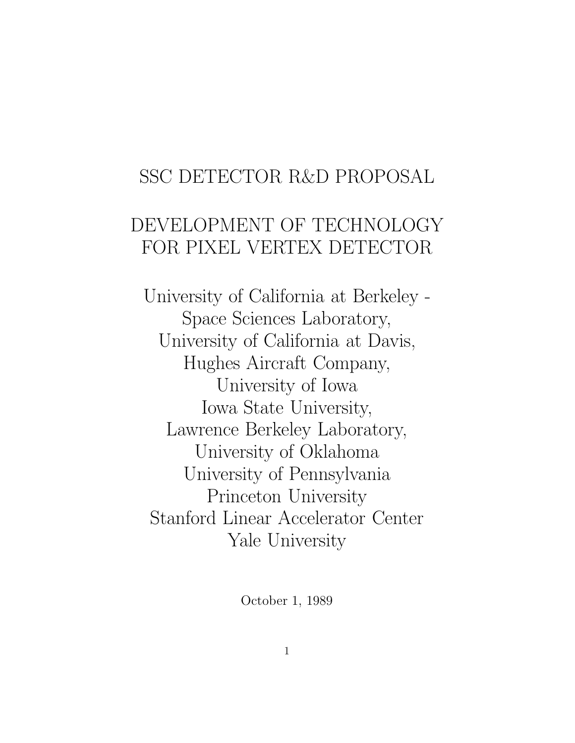# SSC DETECTOR R&D PROPOSAL

# DEVELOPMENT OF TECHNOLOGY FOR PIXEL VERTEX DETECTOR

University of California at Berkeley - Space Sciences Laboratory,
University of California at Davis,
Hughes Aircraft Company,
University of Iowa
Iowa State University,
Lawrence Berkeley Laboratory,
University of Oklahoma
University of Pennsylvania
Princeton University
Stanford Linear Accelerator Center
Yale University

October 1, 1989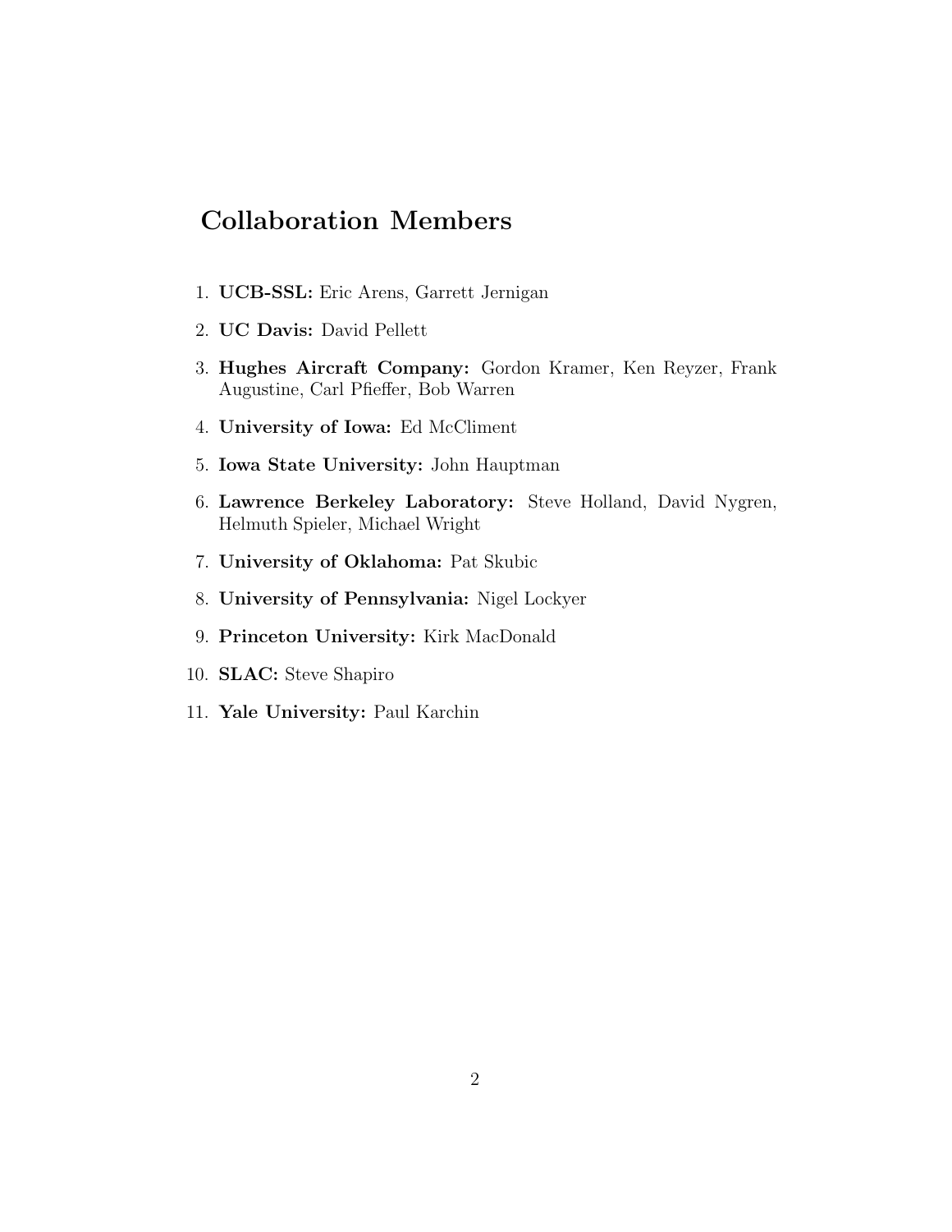## Collaboration Members

1. **UCB-SSL:** Eric Arens, Garrett Jernigan
2. **UC Davis:** David Pellett
3. **Hughes Aircraft Company:** Gordon Kramer, Ken Reyzer, Frank Augustine, Carl Pfieffer, Bob Warren
4. **University of Iowa:** Ed McCliment
5. **Iowa State University:** John Hauptman
6. **Lawrence Berkeley Laboratory:** Steve Holland, David Nygren, Helmuth Spieler, Michael Wright
7. **University of Oklahoma:** Pat Skubic
8. **University of Pennsylvania:** Nigel Lockyer
9. **Princeton University:** Kirk MacDonald
10. **SLAC:** Steve Shapiro
11. **Yale University:** Paul Karchin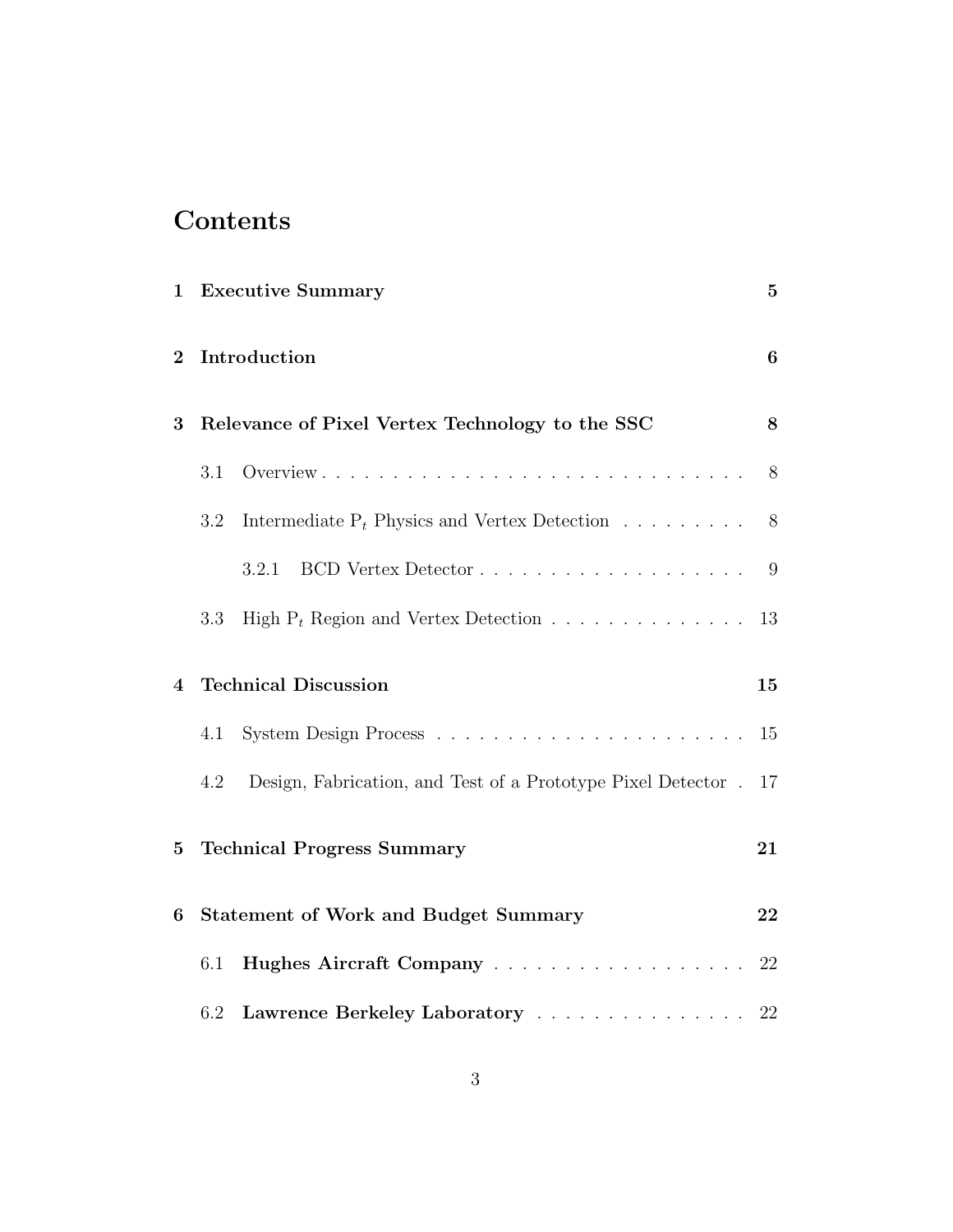# Contents

**1 Executive Summary** **5**

**2 Introduction** **6**

**3 Relevance of Pixel Vertex Technology to the SSC** **8**

3.1 Overview . . . . . . . . . . . . . . . . . . . . . . . . . . . . . . 8

3.2 Intermediate $P_t$ Physics and Vertex Detection . . . . . . . . . 8

3.2.1 BCD Vertex Detector . . . . . . . . . . . . . . . . . . . 9

3.3 High $P_t$ Region and Vertex Detection . . . . . . . . . . . . . . 13

**4 Technical Discussion** **15**

4.1 System Design Process . . . . . . . . . . . . . . . . . . . . . . 15

4.2 Design, Fabrication, and Test of a Prototype Pixel Detector . 17

**5 Technical Progress Summary** **21**

**6 Statement of Work and Budget Summary** **22**

6.1 **Hughes Aircraft Company** . . . . . . . . . . . . . . . . . . 22

6.2 **Lawrence Berkeley Laboratory** . . . . . . . . . . . . . . . 22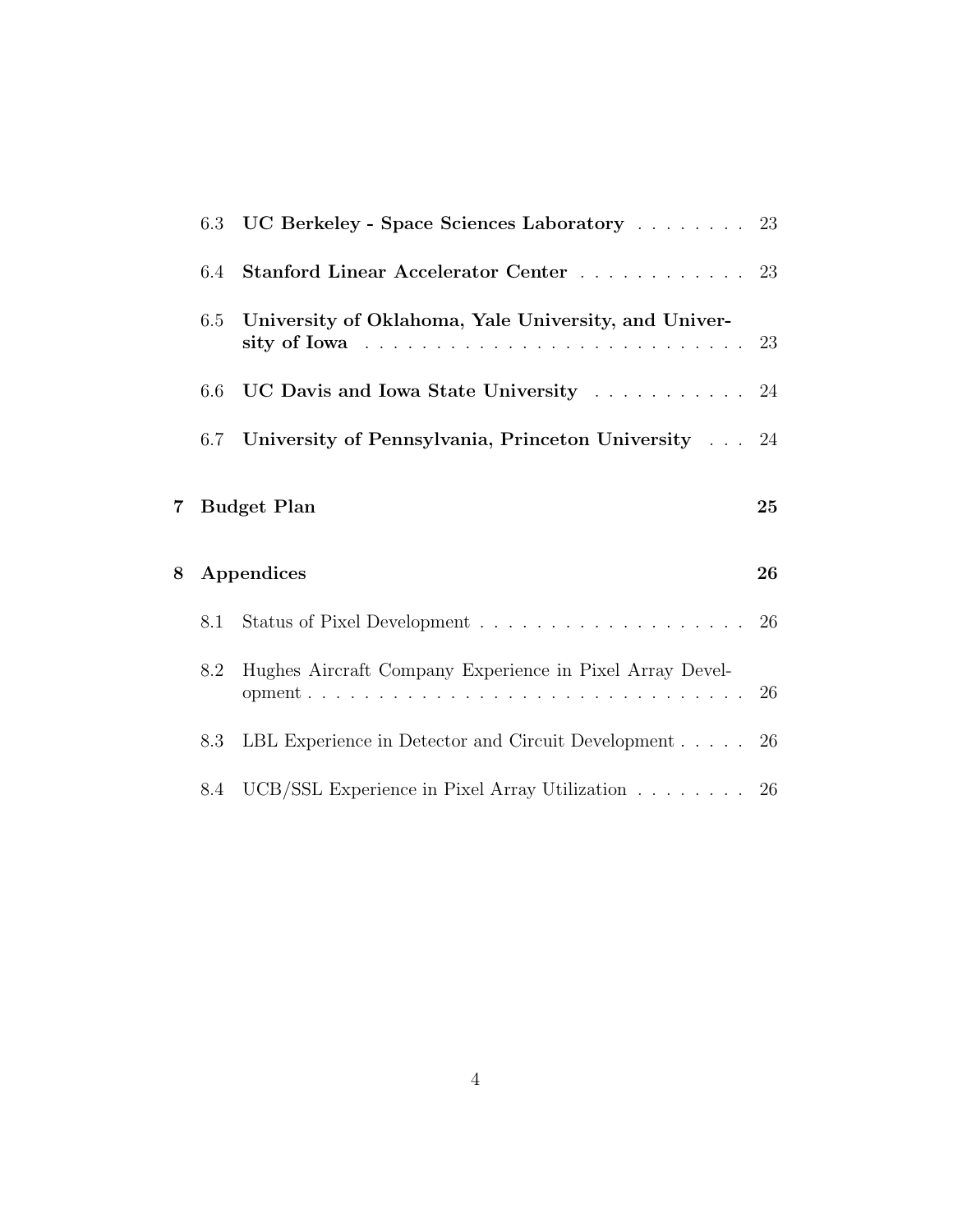6.3 **UC Berkeley - Space Sciences Laboratory** . . . . . . . . 23

6.4 **Stanford Linear Accelerator Center** . . . . . . . . . . . . 23

6.5 **University of Oklahoma, Yale University, and University of Iowa** . . . . . . . . . . . . . . . . . . . . . . . . . . . 23

6.6 **UC Davis and Iowa State University** . . . . . . . . . . . 24

6.7 **University of Pennsylvania, Princeton University** . . . 24

**7 Budget Plan** **25**

**8 Appendices** **26**

8.1 Status of Pixel Development . . . . . . . . . . . . . . . . . . . 26

8.2 Hughes Aircraft Company Experience in Pixel Array Development . . . . . . . . . . . . . . . . . . . . . . . . . . . . . . . 26

8.3 LBL Experience in Detector and Circuit Development . . . . . 26

8.4 UCB/SSL Experience in Pixel Array Utilization . . . . . . . . 26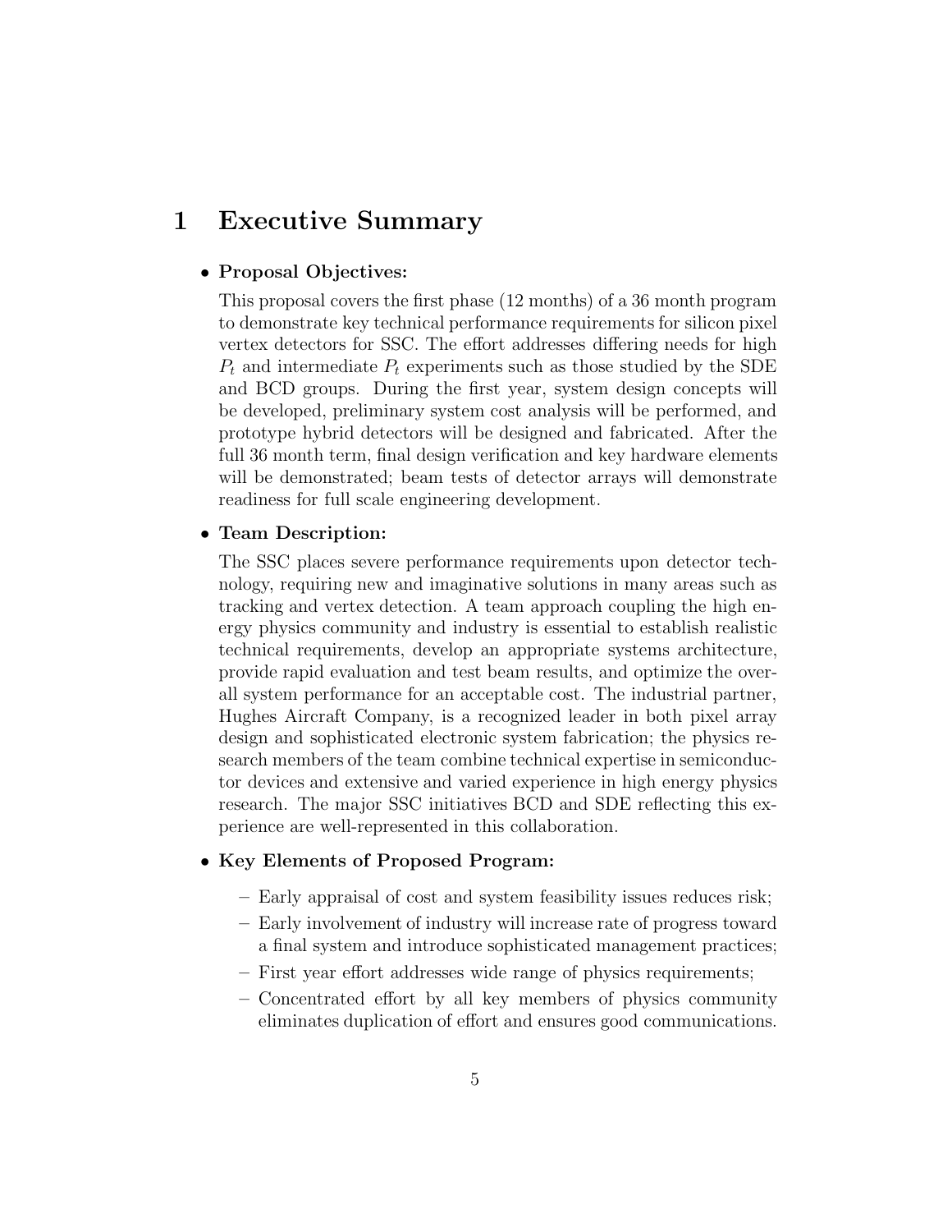# 1 Executive Summary

- **Proposal Objectives:**

  This proposal covers the first phase (12 months) of a 36 month program to demonstrate key technical performance requirements for silicon pixel vertex detectors for SSC. The effort addresses differing needs for high $P_t$ and intermediate $P_t$ experiments such as those studied by the SDE and BCD groups. During the first year, system design concepts will be developed, preliminary system cost analysis will be performed, and prototype hybrid detectors will be designed and fabricated. After the full 36 month term, final design verification and key hardware elements will be demonstrated; beam tests of detector arrays will demonstrate readiness for full scale engineering development.

- **Team Description:**

  The SSC places severe performance requirements upon detector technology, requiring new and imaginative solutions in many areas such as tracking and vertex detection. A team approach coupling the high energy physics community and industry is essential to establish realistic technical requirements, develop an appropriate systems architecture, provide rapid evaluation and test beam results, and optimize the overall system performance for an acceptable cost. The industrial partner, Hughes Aircraft Company, is a recognized leader in both pixel array design and sophisticated electronic system fabrication; the physics research members of the team combine technical expertise in semiconductor devices and extensive and varied experience in high energy physics research. The major SSC initiatives BCD and SDE reflecting this experience are well-represented in this collaboration.

- **Key Elements of Proposed Program:**
  - Early appraisal of cost and system feasibility issues reduces risk;
  - Early involvement of industry will increase rate of progress toward a final system and introduce sophisticated management practices;
  - First year effort addresses wide range of physics requirements;
  - Concentrated effort by all key members of physics community eliminates duplication of effort and ensures good communications.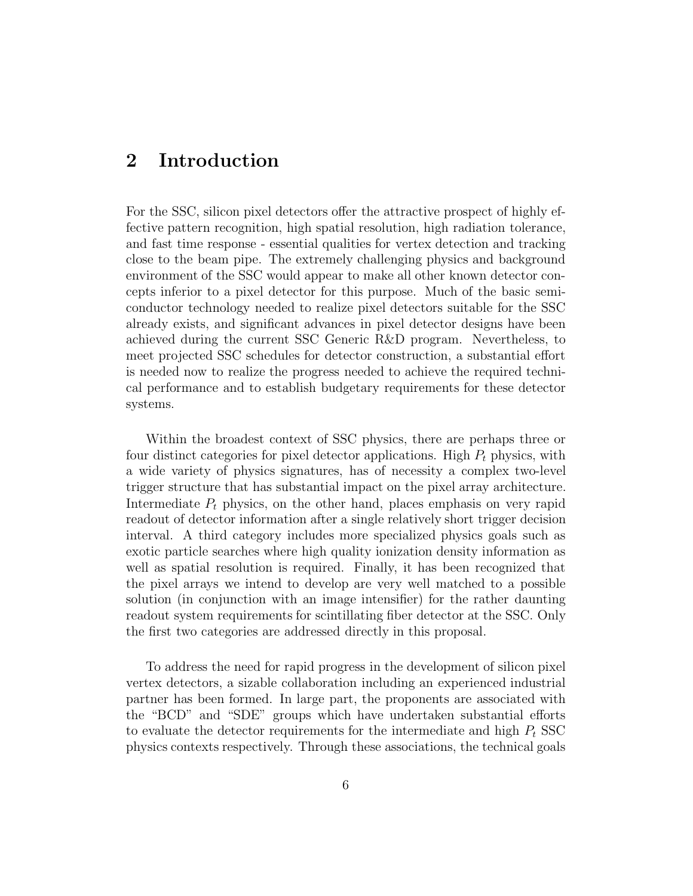## 2 Introduction

For the SSC, silicon pixel detectors offer the attractive prospect of highly effective pattern recognition, high spatial resolution, high radiation tolerance, and fast time response - essential qualities for vertex detection and tracking close to the beam pipe. The extremely challenging physics and background environment of the SSC would appear to make all other known detector concepts inferior to a pixel detector for this purpose. Much of the basic semiconductor technology needed to realize pixel detectors suitable for the SSC already exists, and significant advances in pixel detector designs have been achieved during the current SSC Generic R&D program. Nevertheless, to meet projected SSC schedules for detector construction, a substantial effort is needed now to realize the progress needed to achieve the required technical performance and to establish budgetary requirements for these detector systems.

Within the broadest context of SSC physics, there are perhaps three or four distinct categories for pixel detector applications. High $P_t$ physics, with a wide variety of physics signatures, has of necessity a complex two-level trigger structure that has substantial impact on the pixel array architecture. Intermediate $P_t$ physics, on the other hand, places emphasis on very rapid readout of detector information after a single relatively short trigger decision interval. A third category includes more specialized physics goals such as exotic particle searches where high quality ionization density information as well as spatial resolution is required. Finally, it has been recognized that the pixel arrays we intend to develop are very well matched to a possible solution (in conjunction with an image intensifier) for the rather daunting readout system requirements for scintillating fiber detector at the SSC. Only the first two categories are addressed directly in this proposal.

To address the need for rapid progress in the development of silicon pixel vertex detectors, a sizable collaboration including an experienced industrial partner has been formed. In large part, the proponents are associated with the "BCD" and "SDE" groups which have undertaken substantial efforts to evaluate the detector requirements for the intermediate and high $P_t$ SSC physics contexts respectively. Through these associations, the technical goals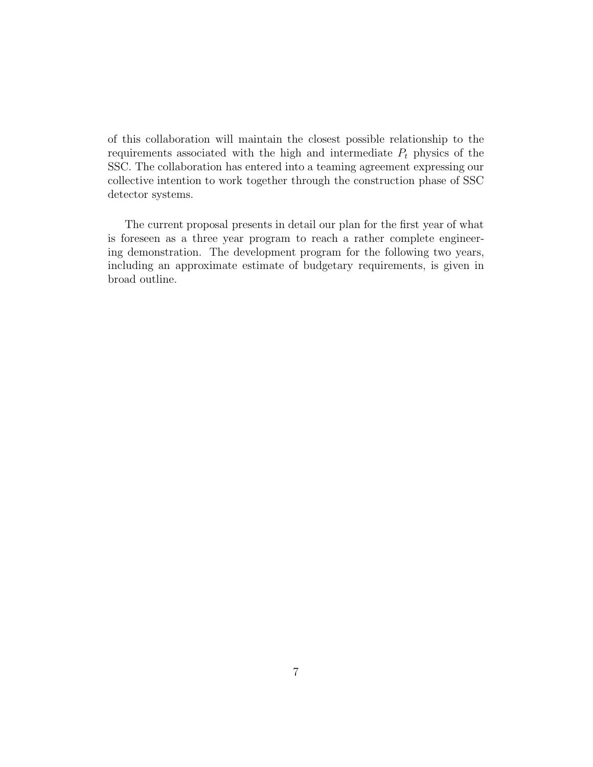of this collaboration will maintain the closest possible relationship to the requirements associated with the high and intermediate $P_t$ physics of the SSC. The collaboration has entered into a teaming agreement expressing our collective intention to work together through the construction phase of SSC detector systems.

The current proposal presents in detail our plan for the first year of what is foreseen as a three year program to reach a rather complete engineering demonstration. The development program for the following two years, including an approximate estimate of budgetary requirements, is given in broad outline.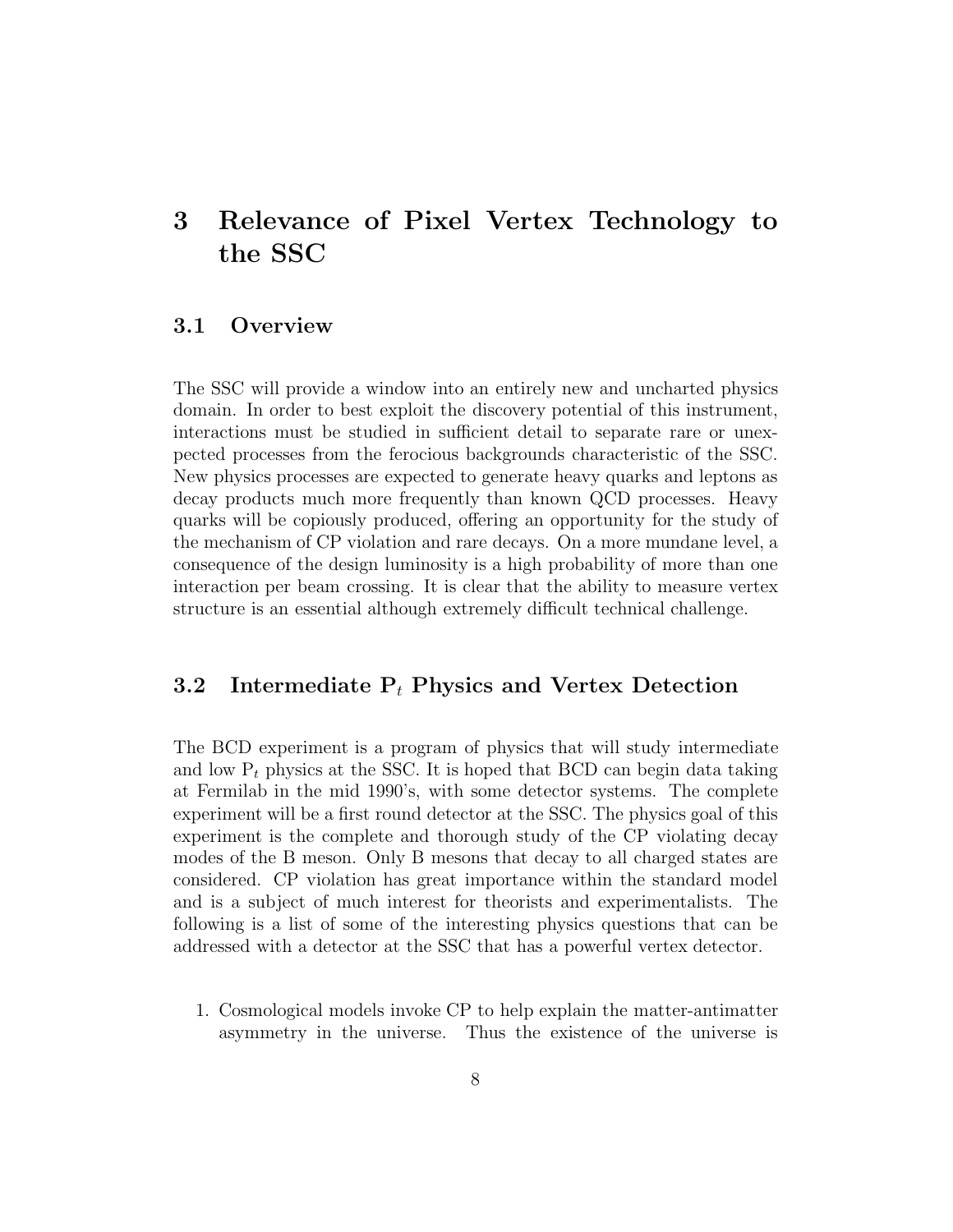# 3 Relevance of Pixel Vertex Technology to the SSC

## 3.1 Overview

The SSC will provide a window into an entirely new and uncharted physics domain. In order to best exploit the discovery potential of this instrument, interactions must be studied in sufficient detail to separate rare or unexpected processes from the ferocious backgrounds characteristic of the SSC. New physics processes are expected to generate heavy quarks and leptons as decay products much more frequently than known QCD processes. Heavy quarks will be copiously produced, offering an opportunity for the study of the mechanism of CP violation and rare decays. On a more mundane level, a consequence of the design luminosity is a high probability of more than one interaction per beam crossing. It is clear that the ability to measure vertex structure is an essential although extremely difficult technical challenge.

## 3.2 Intermediate $P_t$ Physics and Vertex Detection

The BCD experiment is a program of physics that will study intermediate and low $P_t$ physics at the SSC. It is hoped that BCD can begin data taking at Fermilab in the mid 1990's, with some detector systems. The complete experiment will be a first round detector at the SSC. The physics goal of this experiment is the complete and thorough study of the CP violating decay modes of the B meson. Only B mesons that decay to all charged states are considered. CP violation has great importance within the standard model and is a subject of much interest for theorists and experimentalists. The following is a list of some of the interesting physics questions that can be addressed with a detector at the SSC that has a powerful vertex detector.

1. Cosmological models invoke CP to help explain the matter-antimatter asymmetry in the universe. Thus the existence of the universe is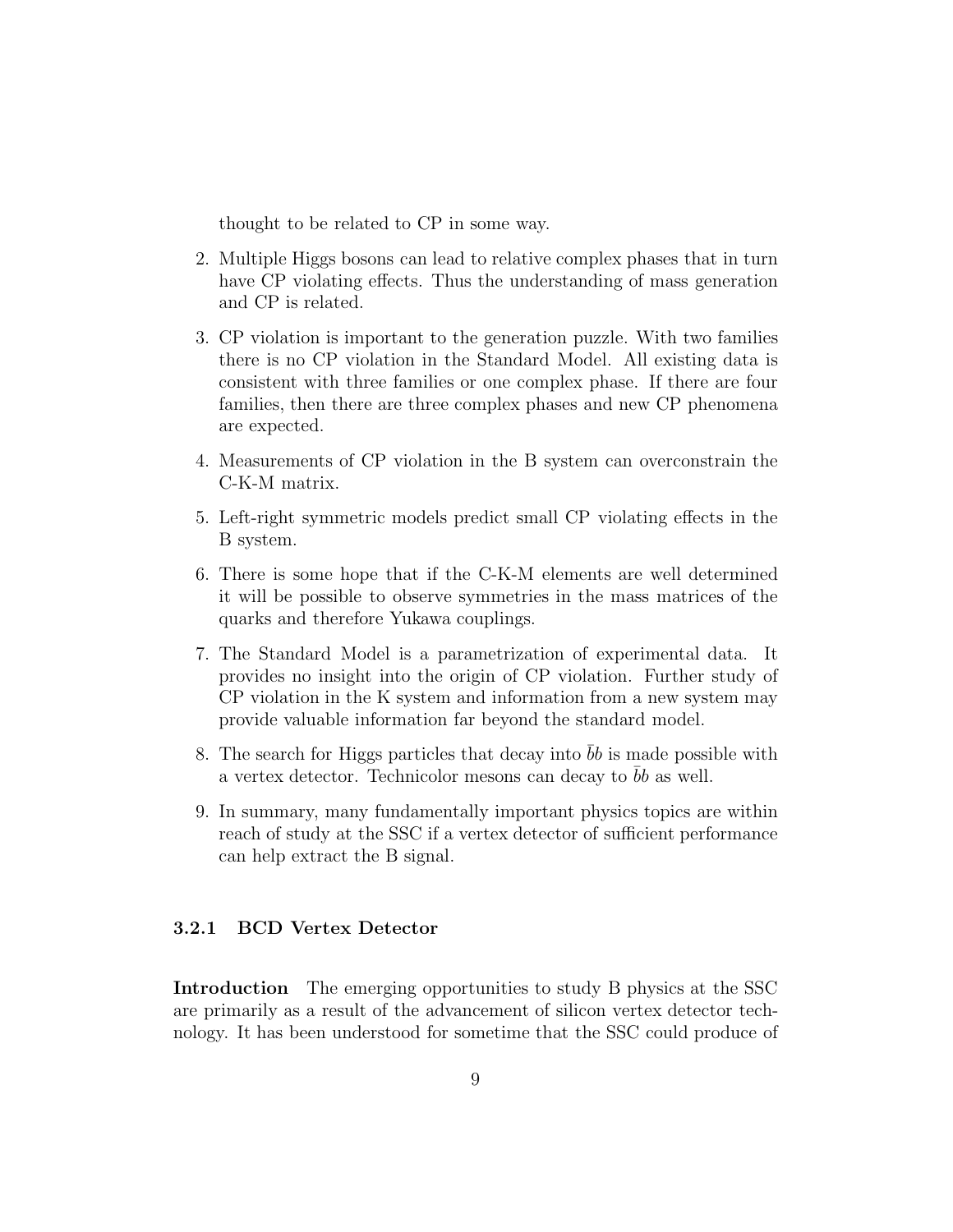thought to be related to CP in some way.

2. Multiple Higgs bosons can lead to relative complex phases that in turn have CP violating effects. Thus the understanding of mass generation and CP is related.

3. CP violation is important to the generation puzzle. With two families there is no CP violation in the Standard Model. All existing data is consistent with three families or one complex phase. If there are four families, then there are three complex phases and new CP phenomena are expected.

4. Measurements of CP violation in the B system can overconstrain the C-K-M matrix.

5. Left-right symmetric models predict small CP violating effects in the B system.

6. There is some hope that if the C-K-M elements are well determined it will be possible to observe symmetries in the mass matrices of the quarks and therefore Yukawa couplings.

7. The Standard Model is a parametrization of experimental data. It provides no insight into the origin of CP violation. Further study of CP violation in the K system and information from a new system may provide valuable information far beyond the standard model.

8. The search for Higgs particles that decay into $\bar{b}b$ is made possible with a vertex detector. Technicolor mesons can decay to $\bar{b}b$ as well.

9. In summary, many fundamentally important physics topics are within reach of study at the SSC if a vertex detector of sufficient performance can help extract the B signal.

### 3.2.1 BCD Vertex Detector

**Introduction** The emerging opportunities to study B physics at the SSC are primarily as a result of the advancement of silicon vertex detector technology. It has been understood for sometime that the SSC could produce of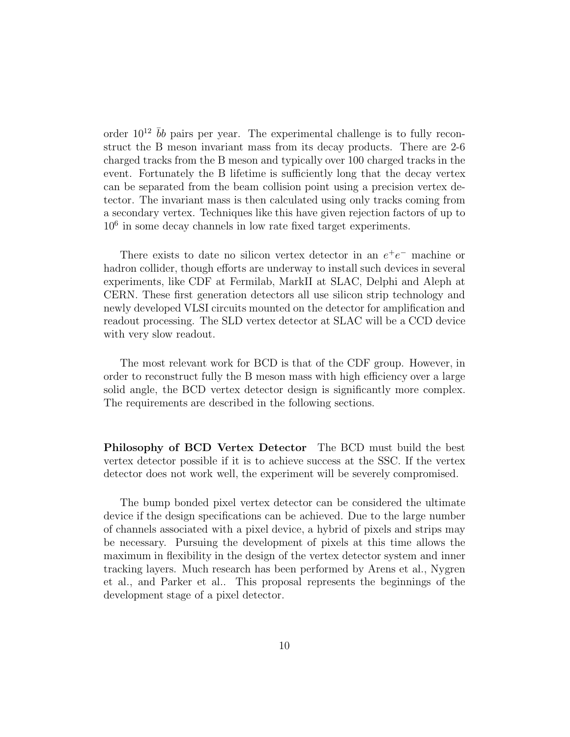order $10^{12}$ $\bar{b}b$ pairs per year. The experimental challenge is to fully reconstruct the B meson invariant mass from its decay products. There are 2-6 charged tracks from the B meson and typically over 100 charged tracks in the event. Fortunately the B lifetime is sufficiently long that the decay vertex can be separated from the beam collision point using a precision vertex detector. The invariant mass is then calculated using only tracks coming from a secondary vertex. Techniques like this have given rejection factors of up to $10^6$ in some decay channels in low rate fixed target experiments.

There exists to date no silicon vertex detector in an $e^+e^-$ machine or hadron collider, though efforts are underway to install such devices in several experiments, like CDF at Fermilab, MarkII at SLAC, Delphi and Aleph at CERN. These first generation detectors all use silicon strip technology and newly developed VLSI circuits mounted on the detector for amplification and readout processing. The SLD vertex detector at SLAC will be a CCD device with very slow readout.

The most relevant work for BCD is that of the CDF group. However, in order to reconstruct fully the B meson mass with high efficiency over a large solid angle, the BCD vertex detector design is significantly more complex. The requirements are described in the following sections.

**Philosophy of BCD Vertex Detector** The BCD must build the best vertex detector possible if it is to achieve success at the SSC. If the vertex detector does not work well, the experiment will be severely compromised.

The bump bonded pixel vertex detector can be considered the ultimate device if the design specifications can be achieved. Due to the large number of channels associated with a pixel device, a hybrid of pixels and strips may be necessary. Pursuing the development of pixels at this time allows the maximum in flexibility in the design of the vertex detector system and inner tracking layers. Much research has been performed by Arens et al., Nygren et al., and Parker et al.. This proposal represents the beginnings of the development stage of a pixel detector.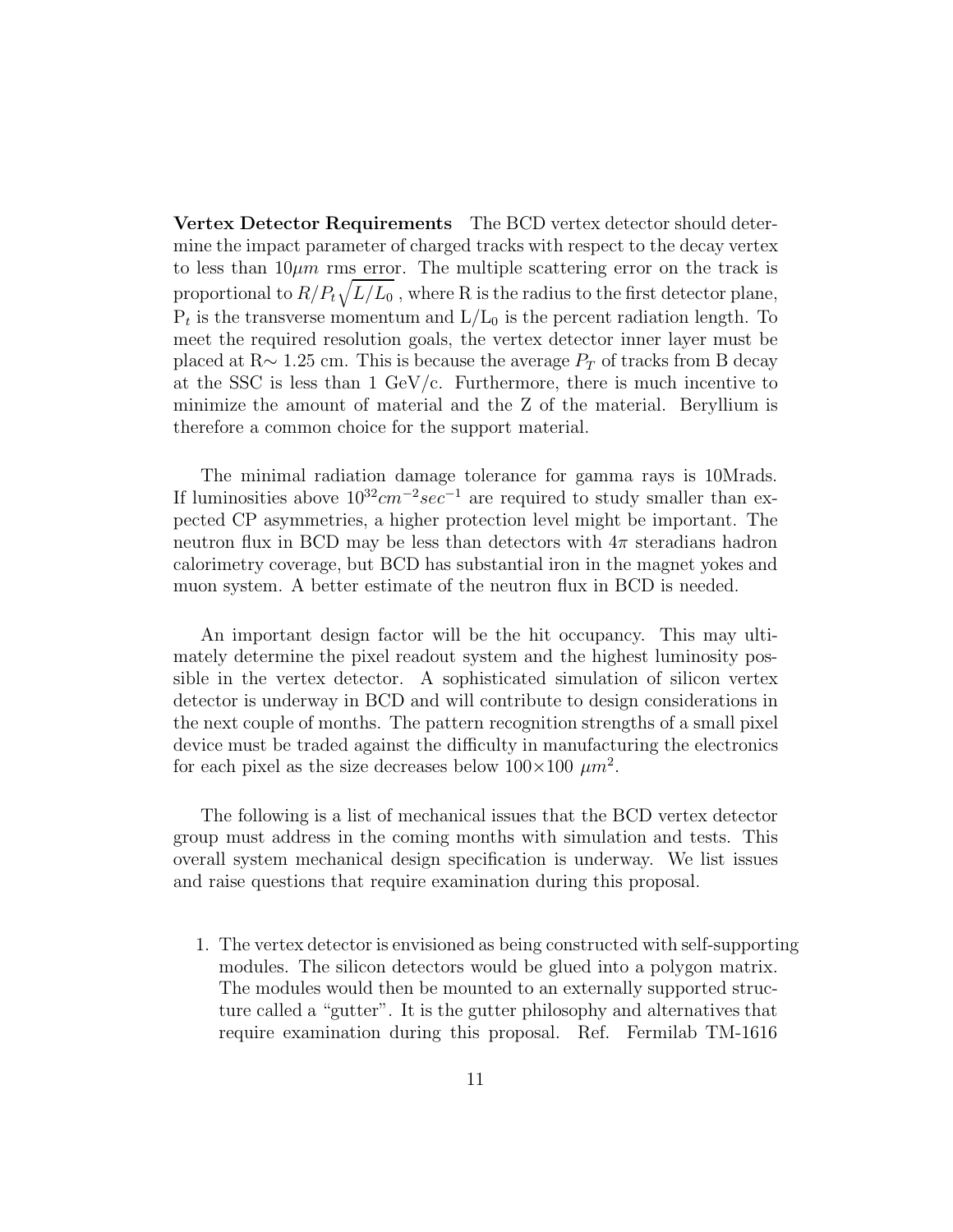**Vertex Detector Requirements** The BCD vertex detector should determine the impact parameter of charged tracks with respect to the decay vertex to less than $10\mu m$ rms error. The multiple scattering error on the track is proportional to $R/P_t\sqrt{L/L_0}$ , where R is the radius to the first detector plane, $P_t$ is the transverse momentum and $L/L_0$ is the percent radiation length. To meet the required resolution goals, the vertex detector inner layer must be placed at R$\sim$ 1.25 cm. This is because the average $P_T$ of tracks from B decay at the SSC is less than 1 GeV/c. Furthermore, there is much incentive to minimize the amount of material and the Z of the material. Beryllium is therefore a common choice for the support material.

The minimal radiation damage tolerance for gamma rays is 10Mrads. If luminosities above $10^{32}cm^{-2}sec^{-1}$ are required to study smaller than expected CP asymmetries, a higher protection level might be important. The neutron flux in BCD may be less than detectors with $4\pi$ steradians hadron calorimetry coverage, but BCD has substantial iron in the magnet yokes and muon system. A better estimate of the neutron flux in BCD is needed.

An important design factor will be the hit occupancy. This may ultimately determine the pixel readout system and the highest luminosity possible in the vertex detector. A sophisticated simulation of silicon vertex detector is underway in BCD and will contribute to design considerations in the next couple of months. The pattern recognition strengths of a small pixel device must be traded against the difficulty in manufacturing the electronics for each pixel as the size decreases below $100\times100$ $\mu m^2$.

The following is a list of mechanical issues that the BCD vertex detector group must address in the coming months with simulation and tests. This overall system mechanical design specification is underway. We list issues and raise questions that require examination during this proposal.

1. The vertex detector is envisioned as being constructed with self-supporting modules. The silicon detectors would be glued into a polygon matrix. The modules would then be mounted to an externally supported structure called a "gutter". It is the gutter philosophy and alternatives that require examination during this proposal. Ref. Fermilab TM-1616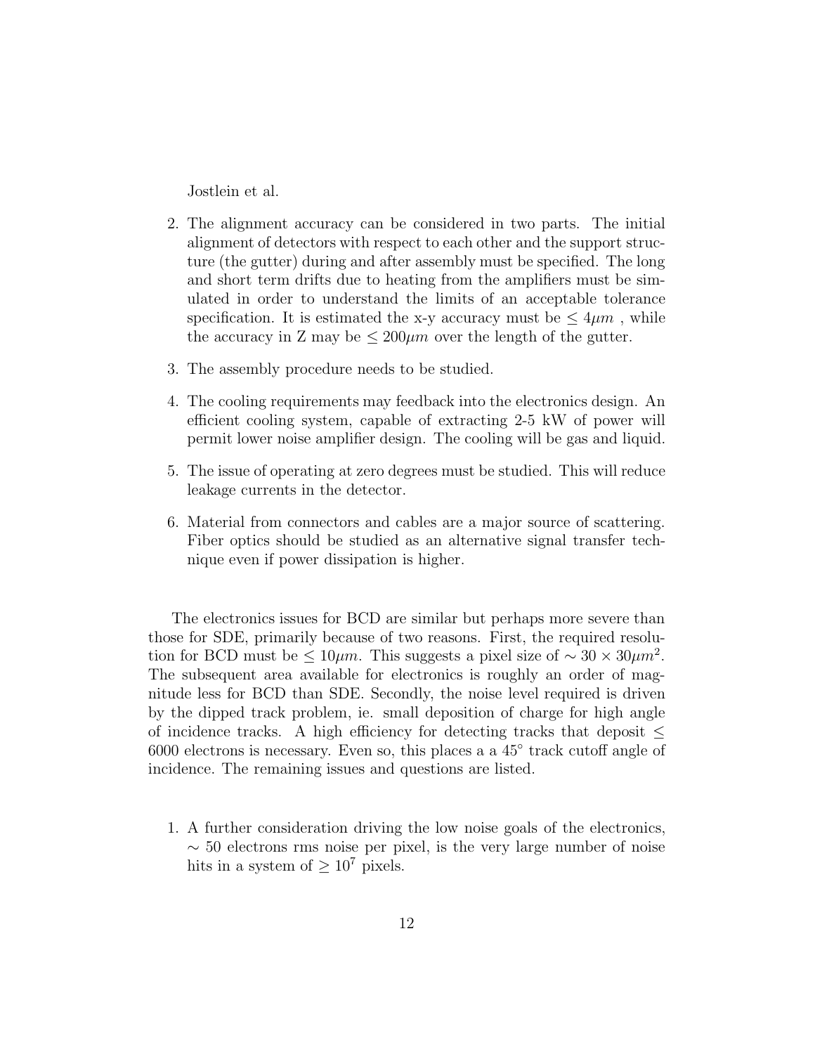2. The alignment accuracy can be considered in two parts. The initial alignment of detectors with respect to each other and the support structure (the gutter) during and after assembly must be specified. The long and short term drifts due to heating from the amplifiers must be simulated in order to understand the limits of an acceptable tolerance specification. It is estimated the x-y accuracy must be $\leq 4\mu m$ , while the accuracy in Z may be $\leq 200\mu m$ over the length of the gutter.

3. The assembly procedure needs to be studied.

4. The cooling requirements may feedback into the electronics design. An efficient cooling system, capable of extracting 2-5 kW of power will permit lower noise amplifier design. The cooling will be gas and liquid.

5. The issue of operating at zero degrees must be studied. This will reduce leakage currents in the detector.

6. Material from connectors and cables are a major source of scattering. Fiber optics should be studied as an alternative signal transfer technique even if power dissipation is higher.

The electronics issues for BCD are similar but perhaps more severe than those for SDE, primarily because of two reasons. First, the required resolution for BCD must be $\leq 10\mu m$. This suggests a pixel size of $\sim 30 \times 30\mu m^2$. The subsequent area available for electronics is roughly an order of magnitude less for BCD than SDE. Secondly, the noise level required is driven by the dipped track problem, ie. small deposition of charge for high angle of incidence tracks. A high efficiency for detecting tracks that deposit $\leq$ 6000 electrons is necessary. Even so, this places a a $45^\circ$ track cutoff angle of incidence. The remaining issues and questions are listed.

1. A further consideration driving the low noise goals of the electronics, $\sim$ 50 electrons rms noise per pixel, is the very large number of noise hits in a system of $\geq 10^7$ pixels.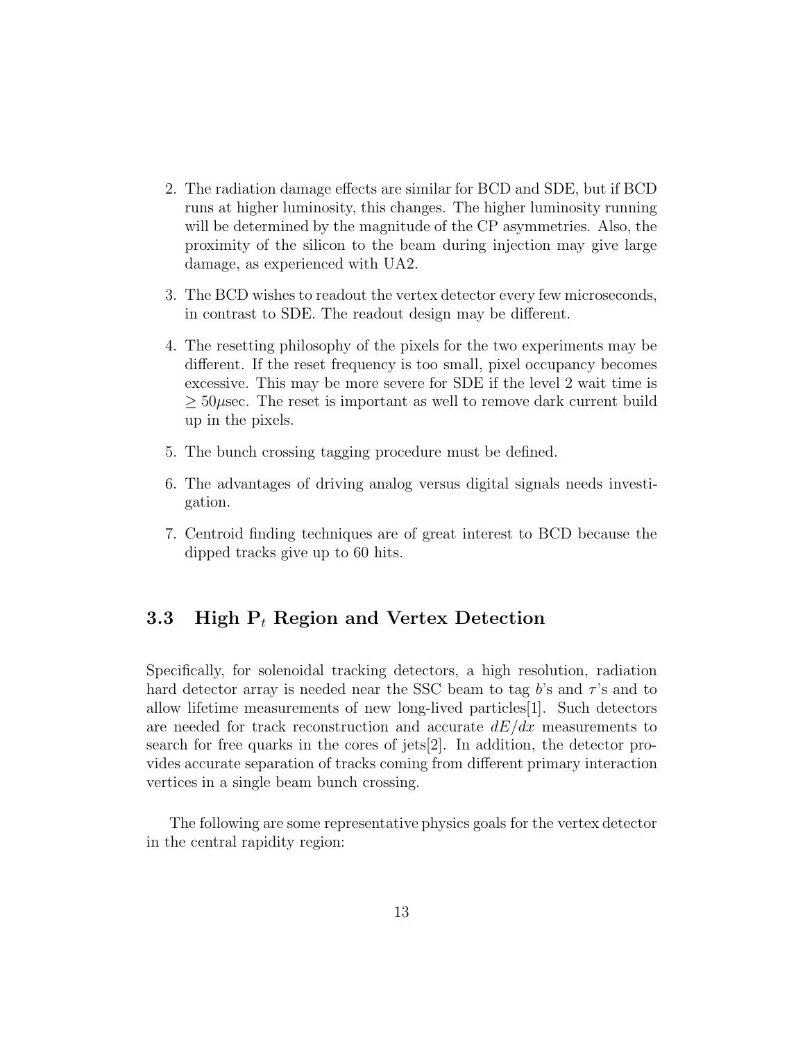2. The radiation damage effects are similar for BCD and SDE, but if BCD runs at higher luminosity, this changes. The higher luminosity running will be determined by the magnitude of the CP asymmetries. Also, the proximity of the silicon to the beam during injection may give large damage, as experienced with UA2.

3. The BCD wishes to readout the vertex detector every few microseconds, in contrast to SDE. The readout design may be different.

4. The resetting philosophy of the pixels for the two experiments may be different. If the reset frequency is too small, pixel occupancy becomes excessive. This may be more severe for SDE if the level 2 wait time is $\geq 50\mu$sec. The reset is important as well to remove dark current build up in the pixels.

5. The bunch crossing tagging procedure must be defined.

6. The advantages of driving analog versus digital signals needs investigation.

7. Centroid finding techniques are of great interest to BCD because the dipped tracks give up to 60 hits.

### 3.3 High $P_t$ Region and Vertex Detection

Specifically, for solenoidal tracking detectors, a high resolution, radiation hard detector array is needed near the SSC beam to tag $b$'s and $\tau$'s and to allow lifetime measurements of new long-lived particles[1]. Such detectors are needed for track reconstruction and accurate $dE/dx$ measurements to search for free quarks in the cores of jets[2]. In addition, the detector provides accurate separation of tracks coming from different primary interaction vertices in a single beam bunch crossing.

The following are some representative physics goals for the vertex detector in the central rapidity region: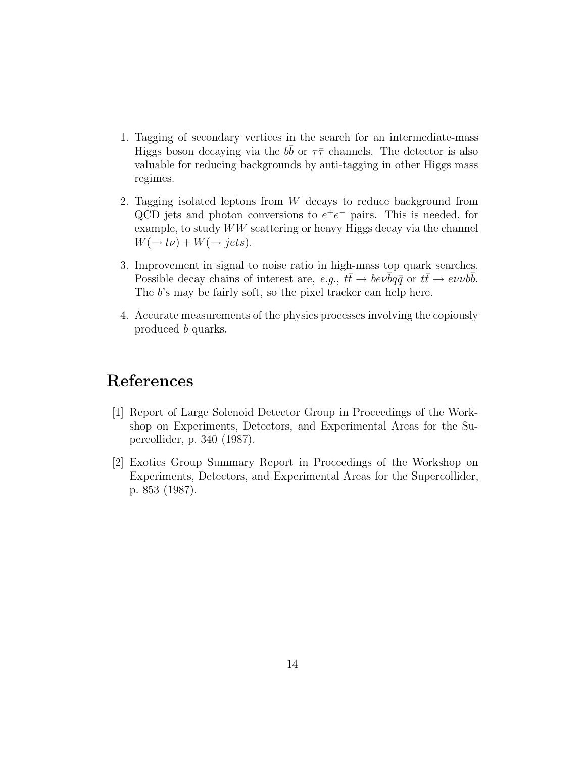1. Tagging of secondary vertices in the search for an intermediate-mass Higgs boson decaying via the $b\bar{b}$ or $\tau\bar{\tau}$ channels. The detector is also valuable for reducing backgrounds by anti-tagging in other Higgs mass regimes.

2. Tagging isolated leptons from $W$ decays to reduce background from QCD jets and photon conversions to $e^+e^-$ pairs. This is needed, for example, to study $WW$ scattering or heavy Higgs decay via the channel $W(\to l\nu) + W(\to jets)$.

3. Improvement in signal to noise ratio in high-mass top quark searches. Possible decay chains of interest are, *e.g.*, $t\bar{t} \to be\nu\bar{b}q\bar{q}$ or $t\bar{t} \to e\nu\nu b\bar{b}$. The $b$'s may be fairly soft, so the pixel tracker can help here.

4. Accurate measurements of the physics processes involving the copiously produced $b$ quarks.

# References

[1] Report of Large Solenoid Detector Group in Proceedings of the Workshop on Experiments, Detectors, and Experimental Areas for the Supercollider, p. 340 (1987).

[2] Exotics Group Summary Report in Proceedings of the Workshop on Experiments, Detectors, and Experimental Areas for the Supercollider, p. 853 (1987).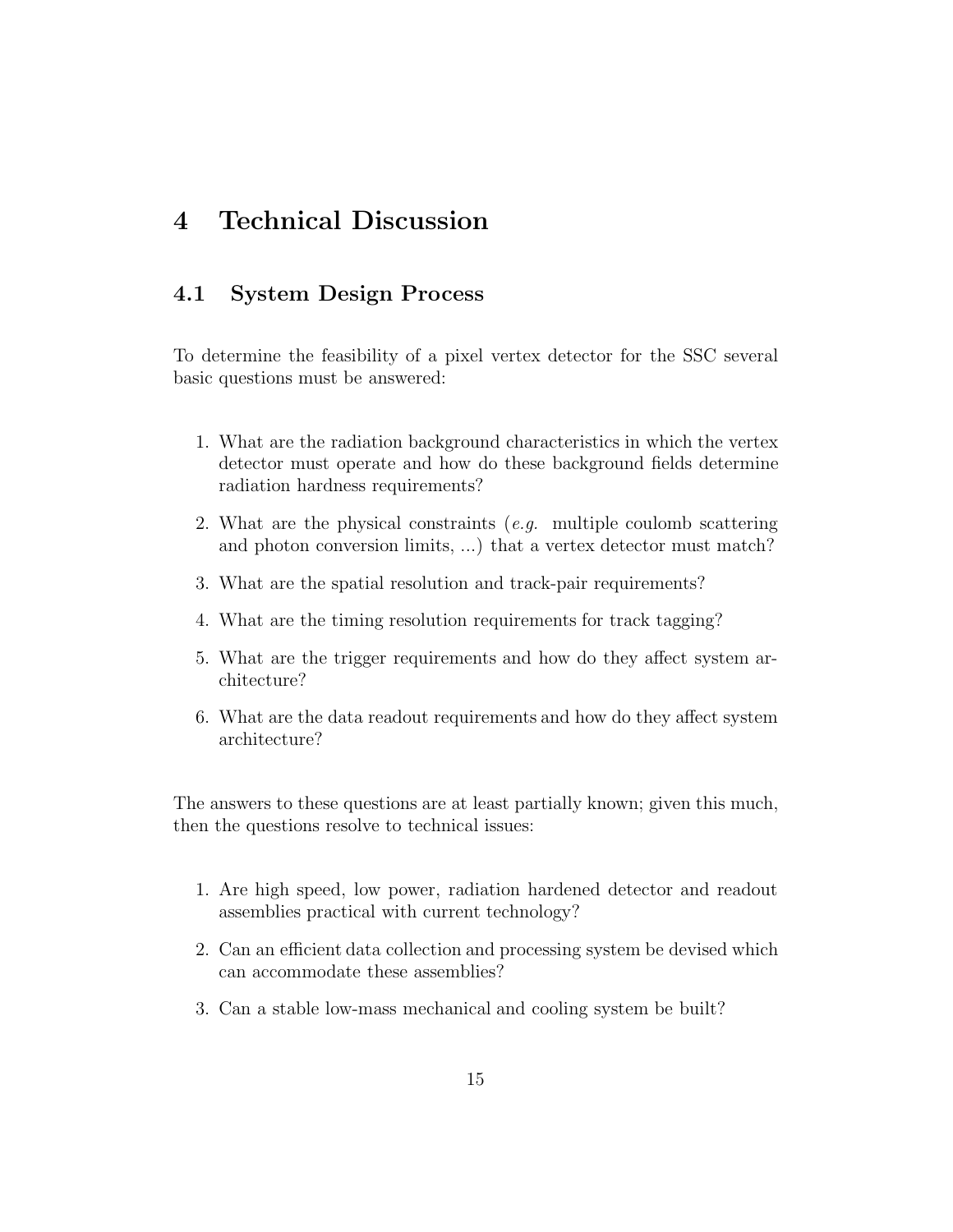# 4 Technical Discussion

## 4.1 System Design Process

To determine the feasibility of a pixel vertex detector for the SSC several basic questions must be answered:

1. What are the radiation background characteristics in which the vertex detector must operate and how do these background fields determine radiation hardness requirements?
2. What are the physical constraints (*e.g.* multiple coulomb scattering and photon conversion limits, ...) that a vertex detector must match?
3. What are the spatial resolution and track-pair requirements?
4. What are the timing resolution requirements for track tagging?
5. What are the trigger requirements and how do they affect system architecture?
6. What are the data readout requirements and how do they affect system architecture?

The answers to these questions are at least partially known; given this much, then the questions resolve to technical issues:

1. Are high speed, low power, radiation hardened detector and readout assemblies practical with current technology?
2. Can an efficient data collection and processing system be devised which can accommodate these assemblies?
3. Can a stable low-mass mechanical and cooling system be built?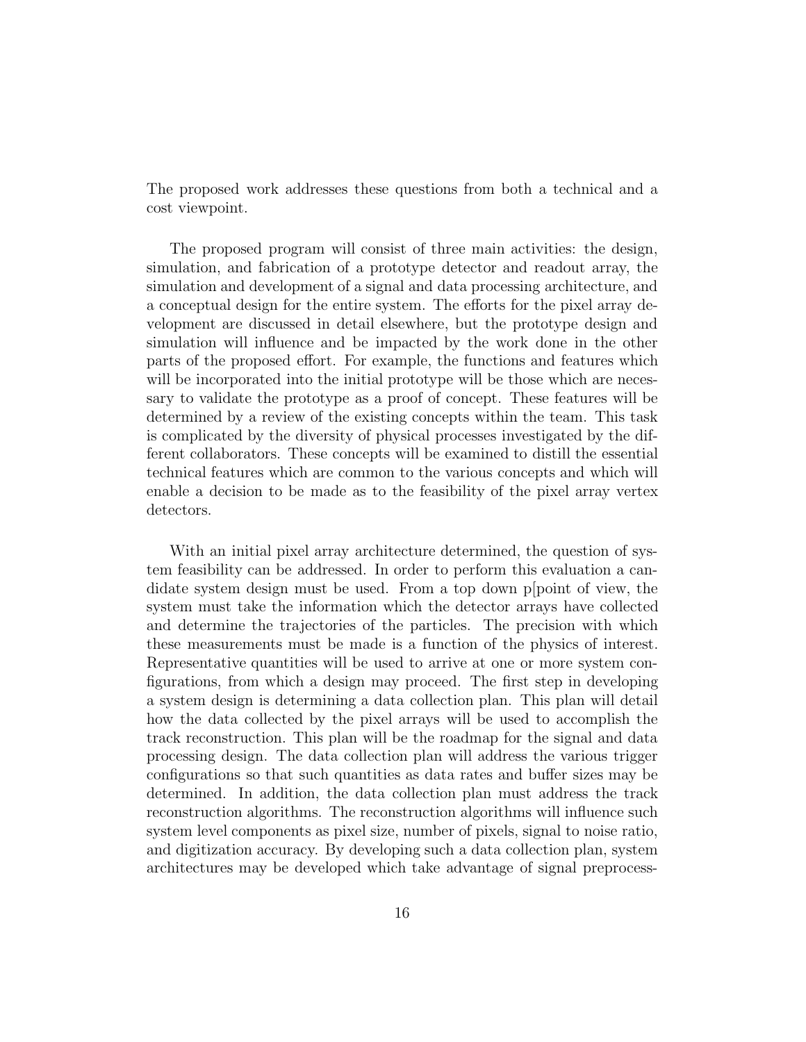The proposed work addresses these questions from both a technical and a cost viewpoint.

The proposed program will consist of three main activities: the design, simulation, and fabrication of a prototype detector and readout array, the simulation and development of a signal and data processing architecture, and a conceptual design for the entire system. The efforts for the pixel array development are discussed in detail elsewhere, but the prototype design and simulation will influence and be impacted by the work done in the other parts of the proposed effort. For example, the functions and features which will be incorporated into the initial prototype will be those which are necessary to validate the prototype as a proof of concept. These features will be determined by a review of the existing concepts within the team. This task is complicated by the diversity of physical processes investigated by the different collaborators. These concepts will be examined to distill the essential technical features which are common to the various concepts and which will enable a decision to be made as to the feasibility of the pixel array vertex detectors.

With an initial pixel array architecture determined, the question of system feasibility can be addressed. In order to perform this evaluation a candidate system design must be used. From a top down p[point of view, the system must take the information which the detector arrays have collected and determine the trajectories of the particles. The precision with which these measurements must be made is a function of the physics of interest. Representative quantities will be used to arrive at one or more system configurations, from which a design may proceed. The first step in developing a system design is determining a data collection plan. This plan will detail how the data collected by the pixel arrays will be used to accomplish the track reconstruction. This plan will be the roadmap for the signal and data processing design. The data collection plan will address the various trigger configurations so that such quantities as data rates and buffer sizes may be determined. In addition, the data collection plan must address the track reconstruction algorithms. The reconstruction algorithms will influence such system level components as pixel size, number of pixels, signal to noise ratio, and digitization accuracy. By developing such a data collection plan, system architectures may be developed which take advantage of signal preprocess-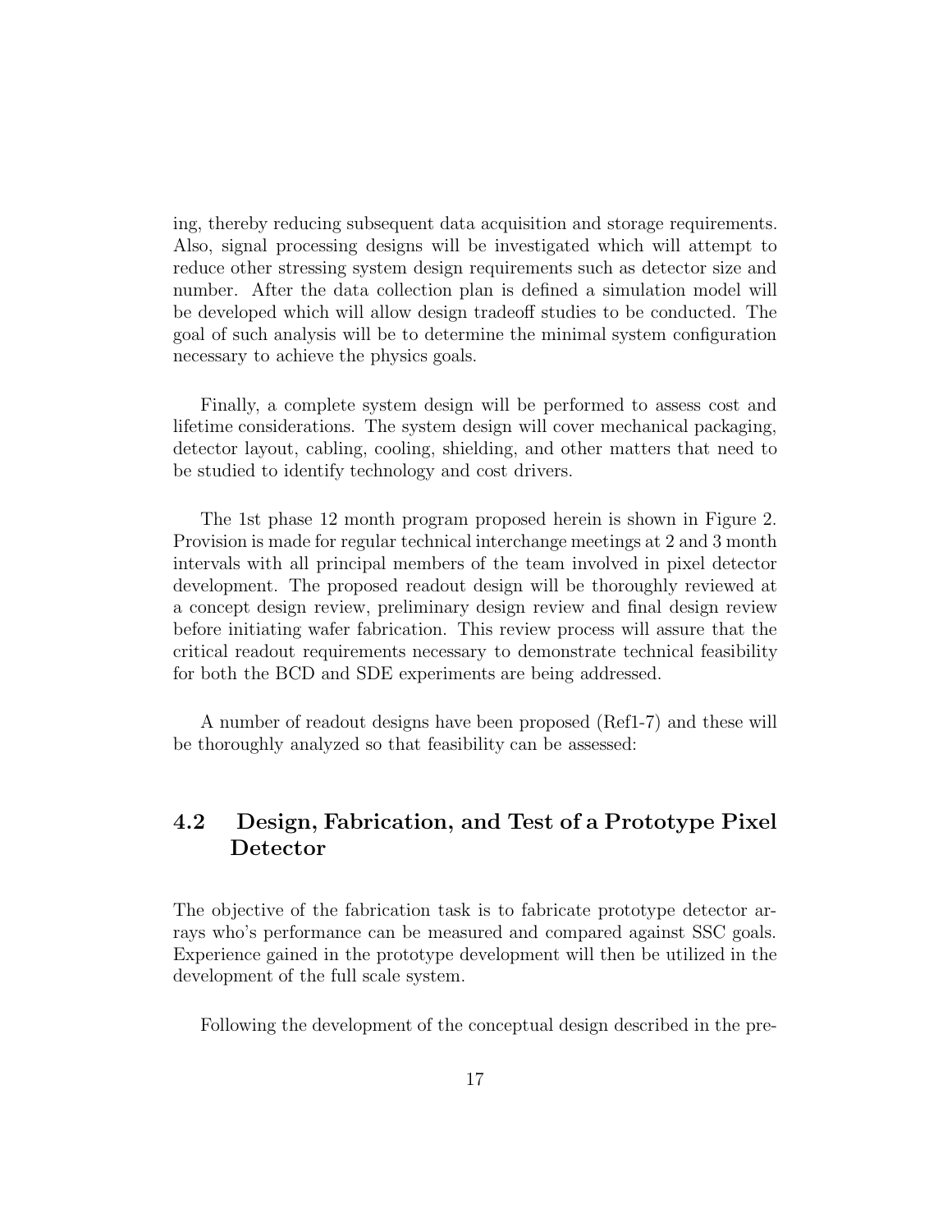ing, thereby reducing subsequent data acquisition and storage requirements. Also, signal processing designs will be investigated which will attempt to reduce other stressing system design requirements such as detector size and number. After the data collection plan is defined a simulation model will be developed which will allow design tradeoff studies to be conducted. The goal of such analysis will be to determine the minimal system configuration necessary to achieve the physics goals.

Finally, a complete system design will be performed to assess cost and lifetime considerations. The system design will cover mechanical packaging, detector layout, cabling, cooling, shielding, and other matters that need to be studied to identify technology and cost drivers.

The 1st phase 12 month program proposed herein is shown in Figure 2. Provision is made for regular technical interchange meetings at 2 and 3 month intervals with all principal members of the team involved in pixel detector development. The proposed readout design will be thoroughly reviewed at a concept design review, preliminary design review and final design review before initiating wafer fabrication. This review process will assure that the critical readout requirements necessary to demonstrate technical feasibility for both the BCD and SDE experiments are being addressed.

A number of readout designs have been proposed (Ref1-7) and these will be thoroughly analyzed so that feasibility can be assessed:

## 4.2 Design, Fabrication, and Test of a Prototype Pixel Detector

The objective of the fabrication task is to fabricate prototype detector arrays who's performance can be measured and compared against SSC goals. Experience gained in the prototype development will then be utilized in the development of the full scale system.

Following the development of the conceptual design described in the pre-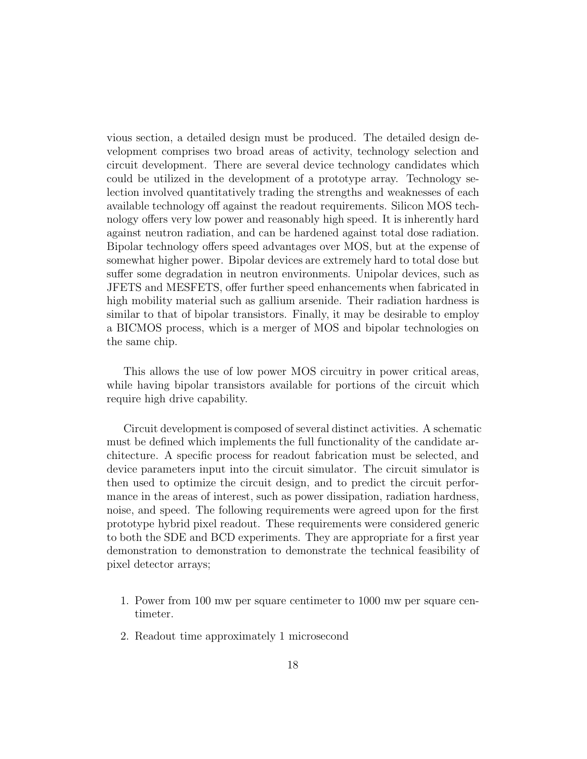vious section, a detailed design must be produced. The detailed design development comprises two broad areas of activity, technology selection and circuit development. There are several device technology candidates which could be utilized in the development of a prototype array. Technology selection involved quantitatively trading the strengths and weaknesses of each available technology off against the readout requirements. Silicon MOS technology offers very low power and reasonably high speed. It is inherently hard against neutron radiation, and can be hardened against total dose radiation. Bipolar technology offers speed advantages over MOS, but at the expense of somewhat higher power. Bipolar devices are extremely hard to total dose but suffer some degradation in neutron environments. Unipolar devices, such as JFETS and MESFETS, offer further speed enhancements when fabricated in high mobility material such as gallium arsenide. Their radiation hardness is similar to that of bipolar transistors. Finally, it may be desirable to employ a BICMOS process, which is a merger of MOS and bipolar technologies on the same chip.

This allows the use of low power MOS circuitry in power critical areas, while having bipolar transistors available for portions of the circuit which require high drive capability.

Circuit development is composed of several distinct activities. A schematic must be defined which implements the full functionality of the candidate architecture. A specific process for readout fabrication must be selected, and device parameters input into the circuit simulator. The circuit simulator is then used to optimize the circuit design, and to predict the circuit performance in the areas of interest, such as power dissipation, radiation hardness, noise, and speed. The following requirements were agreed upon for the first prototype hybrid pixel readout. These requirements were considered generic to both the SDE and BCD experiments. They are appropriate for a first year demonstration to demonstration to demonstrate the technical feasibility of pixel detector arrays;

1. Power from 100 mw per square centimeter to 1000 mw per square centimeter.

2. Readout time approximately 1 microsecond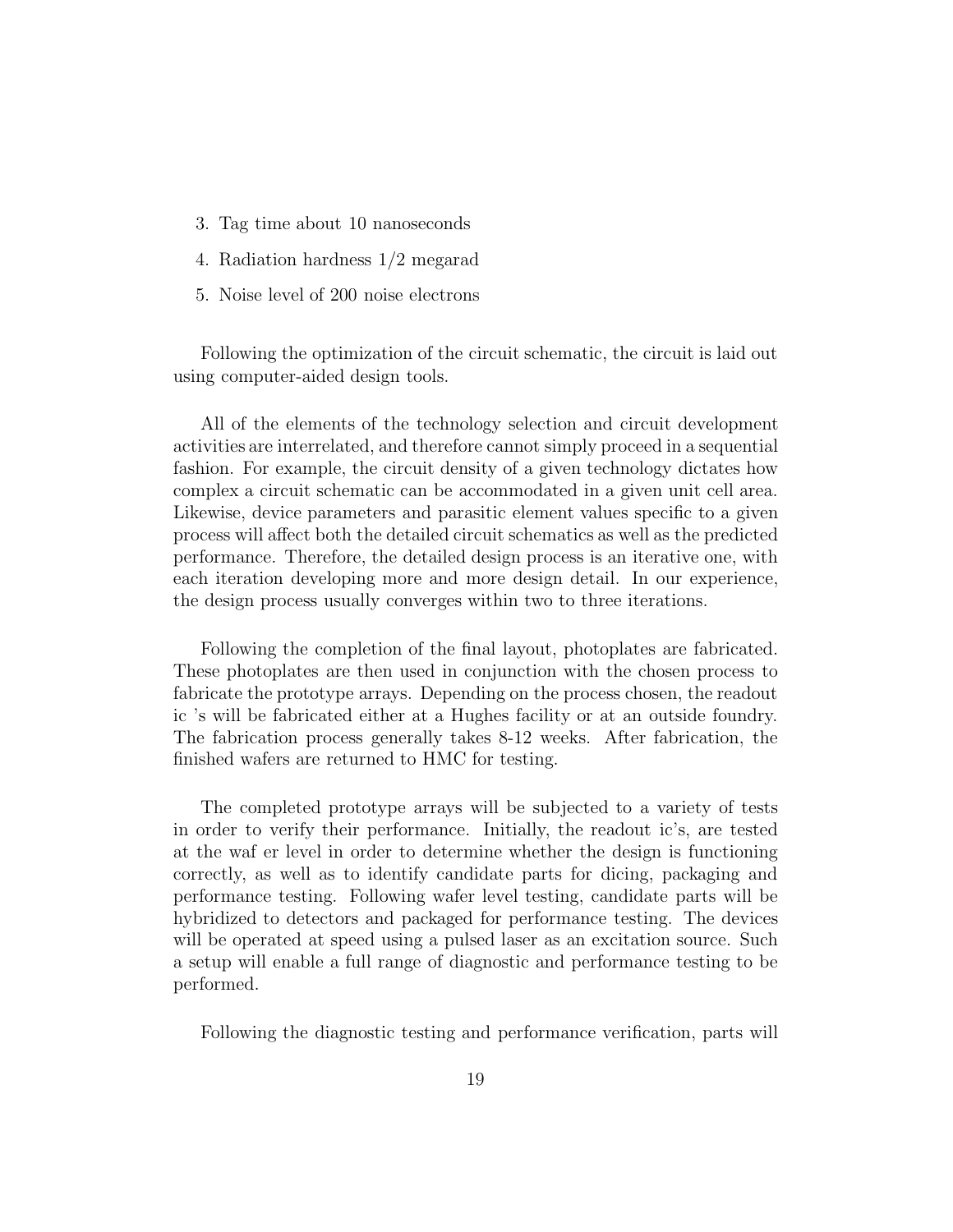3. Tag time about 10 nanoseconds
4. Radiation hardness 1/2 megarad
5. Noise level of 200 noise electrons

Following the optimization of the circuit schematic, the circuit is laid out using computer-aided design tools.

All of the elements of the technology selection and circuit development activities are interrelated, and therefore cannot simply proceed in a sequential fashion. For example, the circuit density of a given technology dictates how complex a circuit schematic can be accommodated in a given unit cell area. Likewise, device parameters and parasitic element values specific to a given process will affect both the detailed circuit schematics as well as the predicted performance. Therefore, the detailed design process is an iterative one, with each iteration developing more and more design detail. In our experience, the design process usually converges within two to three iterations.

Following the completion of the final layout, photoplates are fabricated. These photoplates are then used in conjunction with the chosen process to fabricate the prototype arrays. Depending on the process chosen, the readout ic 's will be fabricated either at a Hughes facility or at an outside foundry. The fabrication process generally takes 8-12 weeks. After fabrication, the finished wafers are returned to HMC for testing.

The completed prototype arrays will be subjected to a variety of tests in order to verify their performance. Initially, the readout ic's, are tested at the waf er level in order to determine whether the design is functioning correctly, as well as to identify candidate parts for dicing, packaging and performance testing. Following wafer level testing, candidate parts will be hybridized to detectors and packaged for performance testing. The devices will be operated at speed using a pulsed laser as an excitation source. Such a setup will enable a full range of diagnostic and performance testing to be performed.

Following the diagnostic testing and performance verification, parts will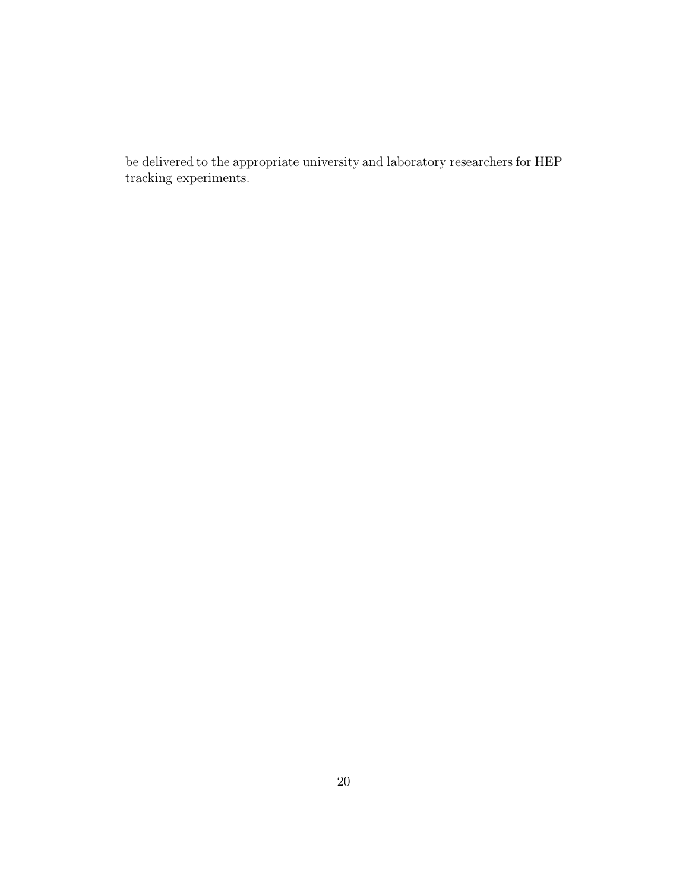be delivered to the appropriate university and laboratory researchers for HEP tracking experiments.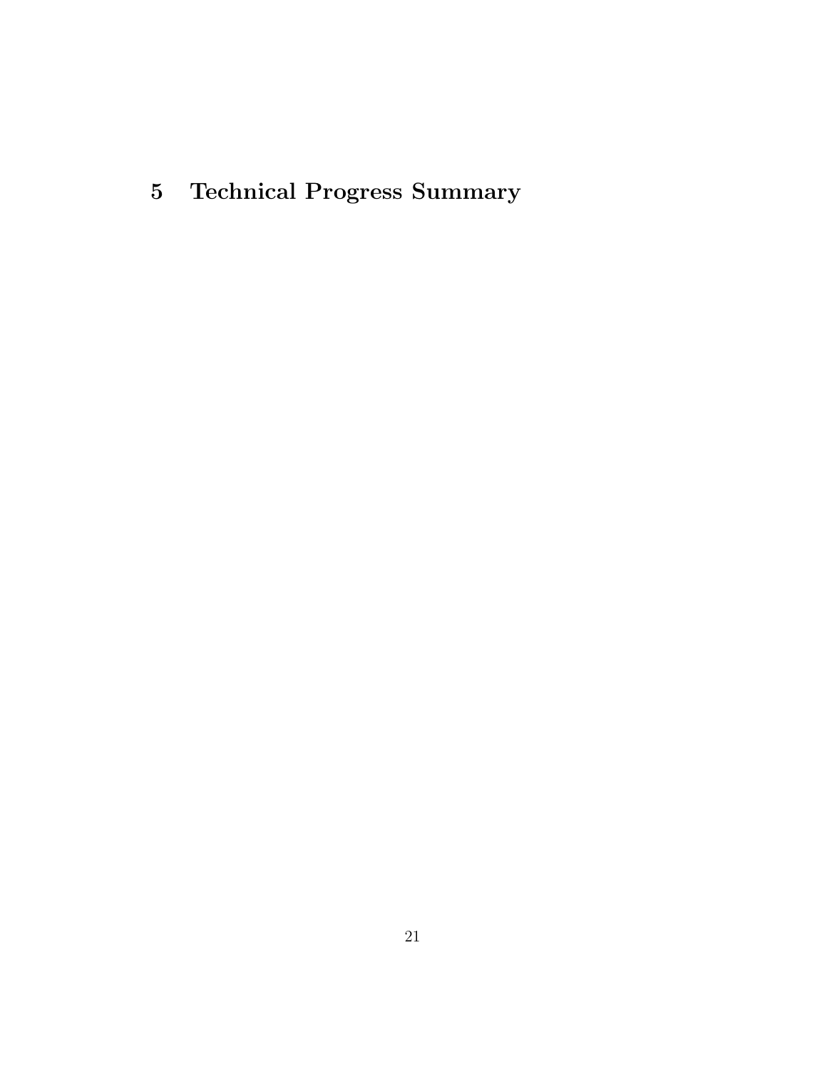# 5 Technical Progress Summary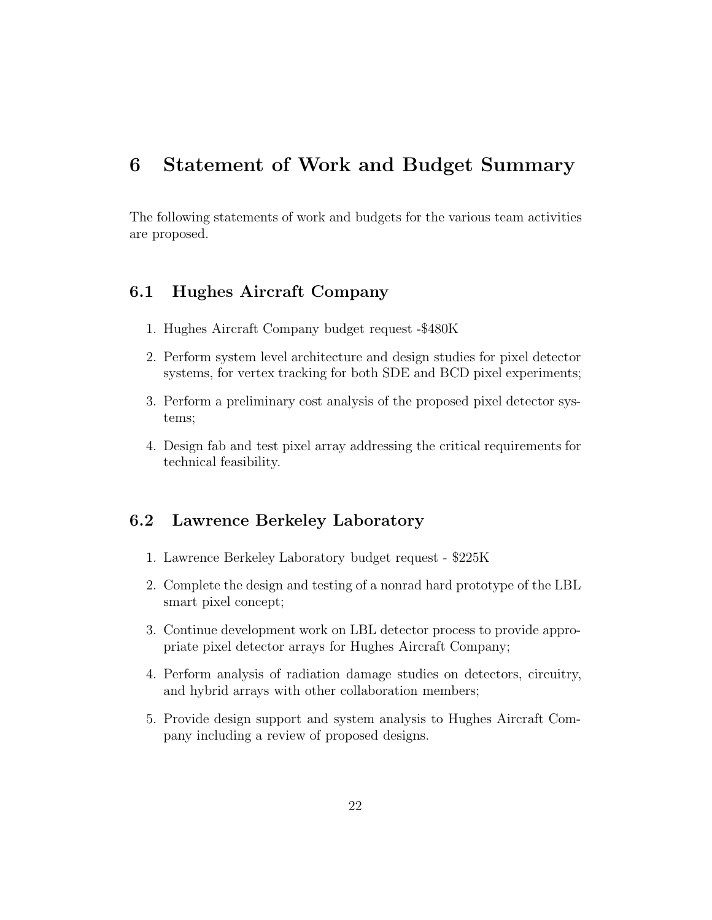# 6 Statement of Work and Budget Summary

The following statements of work and budgets for the various team activities are proposed.

## 6.1 Hughes Aircraft Company

1. Hughes Aircraft Company budget request -$480K
2. Perform system level architecture and design studies for pixel detector systems, for vertex tracking for both SDE and BCD pixel experiments;
3. Perform a preliminary cost analysis of the proposed pixel detector systems;
4. Design fab and test pixel array addressing the critical requirements for technical feasibility.

## 6.2 Lawrence Berkeley Laboratory

1. Lawrence Berkeley Laboratory budget request - $225K
2. Complete the design and testing of a nonrad hard prototype of the LBL smart pixel concept;
3. Continue development work on LBL detector process to provide appropriate pixel detector arrays for Hughes Aircraft Company;
4. Perform analysis of radiation damage studies on detectors, circuitry, and hybrid arrays with other collaboration members;
5. Provide design support and system analysis to Hughes Aircraft Company including a review of proposed designs.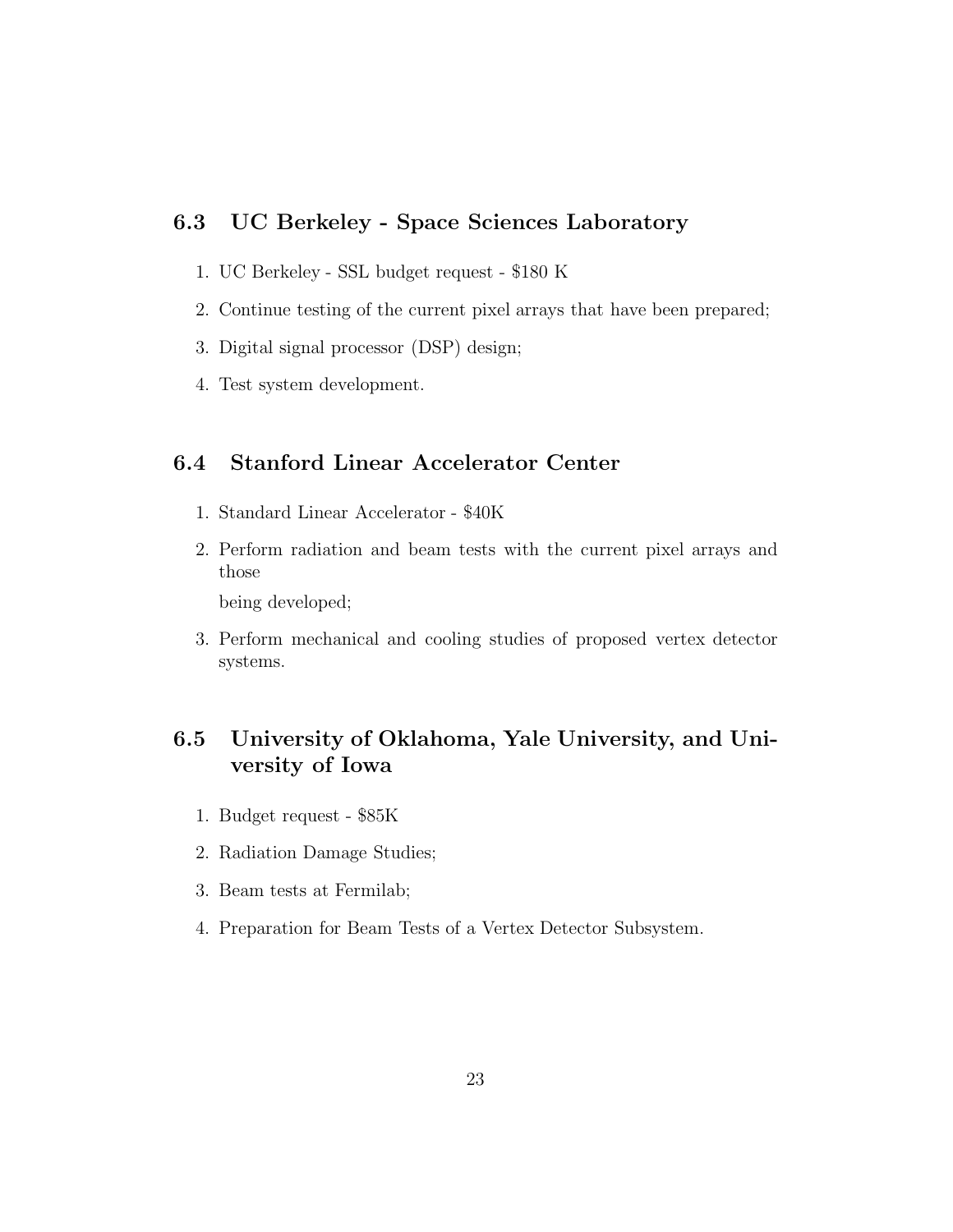## 6.3 UC Berkeley - Space Sciences Laboratory

1. UC Berkeley - SSL budget request - $180 K
2. Continue testing of the current pixel arrays that have been prepared;
3. Digital signal processor (DSP) design;
4. Test system development.

## 6.4 Stanford Linear Accelerator Center

1. Standard Linear Accelerator - $40K
2. Perform radiation and beam tests with the current pixel arrays and those

   being developed;
3. Perform mechanical and cooling studies of proposed vertex detector systems.

## 6.5 University of Oklahoma, Yale University, and University of Iowa

1. Budget request - $85K
2. Radiation Damage Studies;
3. Beam tests at Fermilab;
4. Preparation for Beam Tests of a Vertex Detector Subsystem.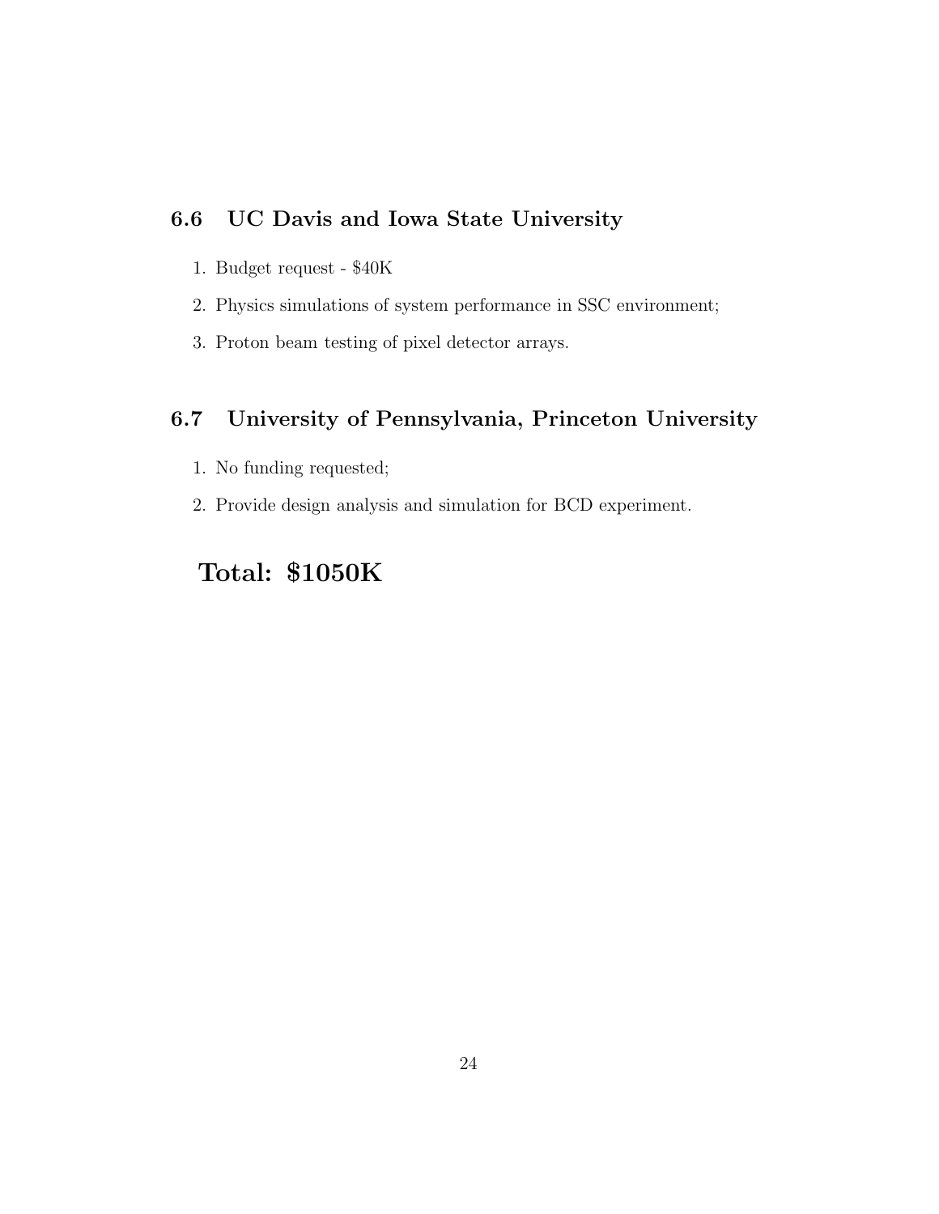### 6.6 UC Davis and Iowa State University

1. Budget request - $40K
2. Physics simulations of system performance in SSC environment;
3. Proton beam testing of pixel detector arrays.

### 6.7 University of Pennsylvania, Princeton University

1. No funding requested;
2. Provide design analysis and simulation for BCD experiment.

## Total: $1050K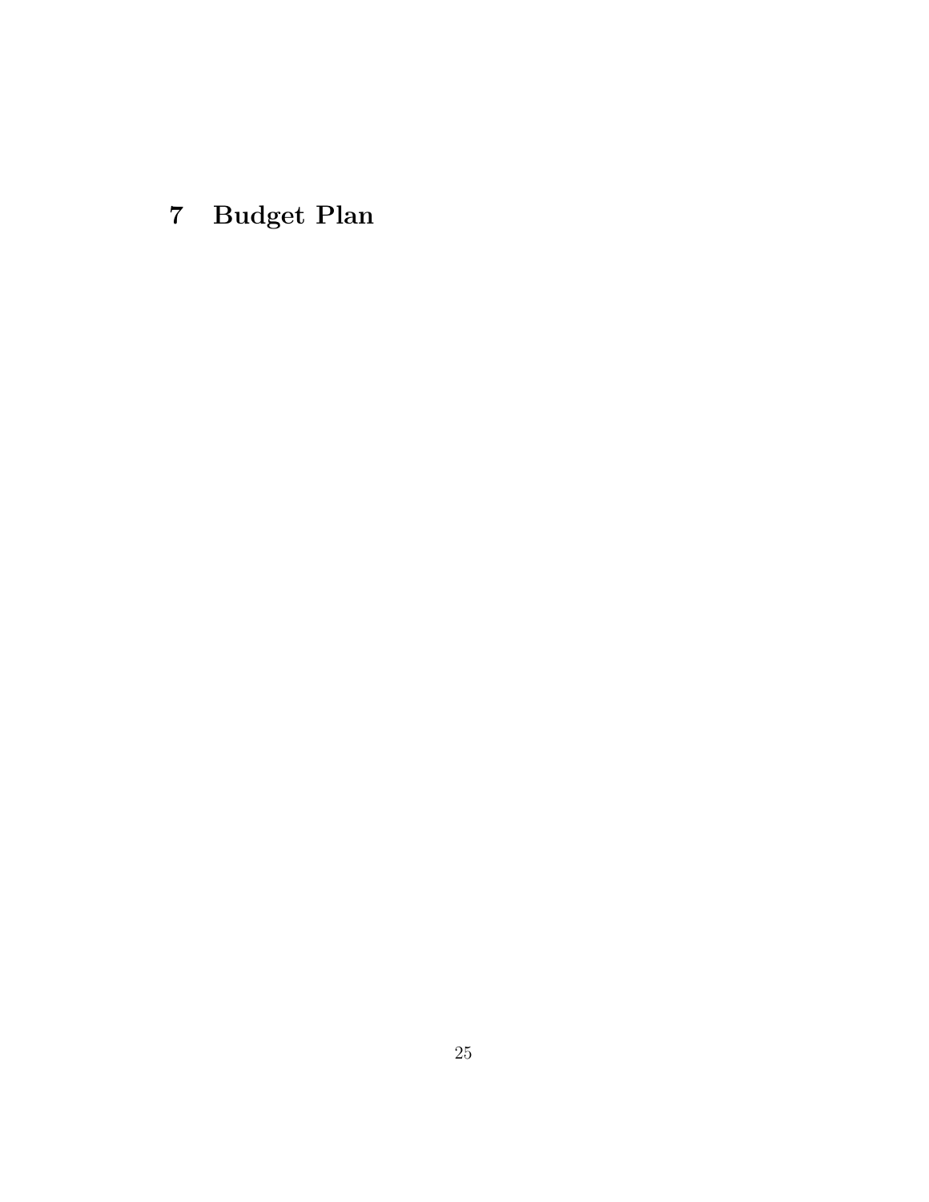# 7 Budget Plan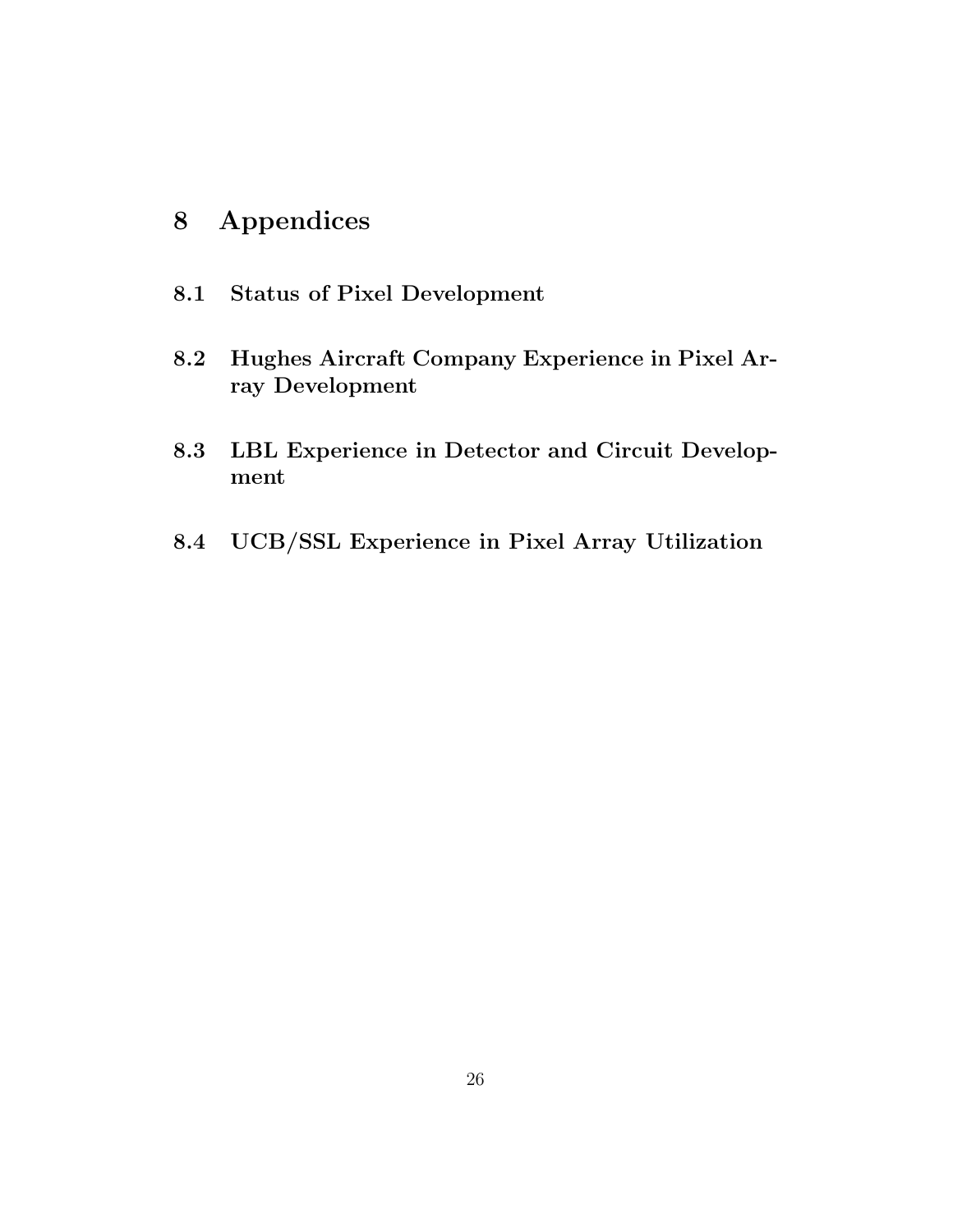# 8 Appendices

## 8.1 Status of Pixel Development

## 8.2 Hughes Aircraft Company Experience in Pixel Array Development

## 8.3 LBL Experience in Detector and Circuit Development

## 8.4 UCB/SSL Experience in Pixel Array Utilization